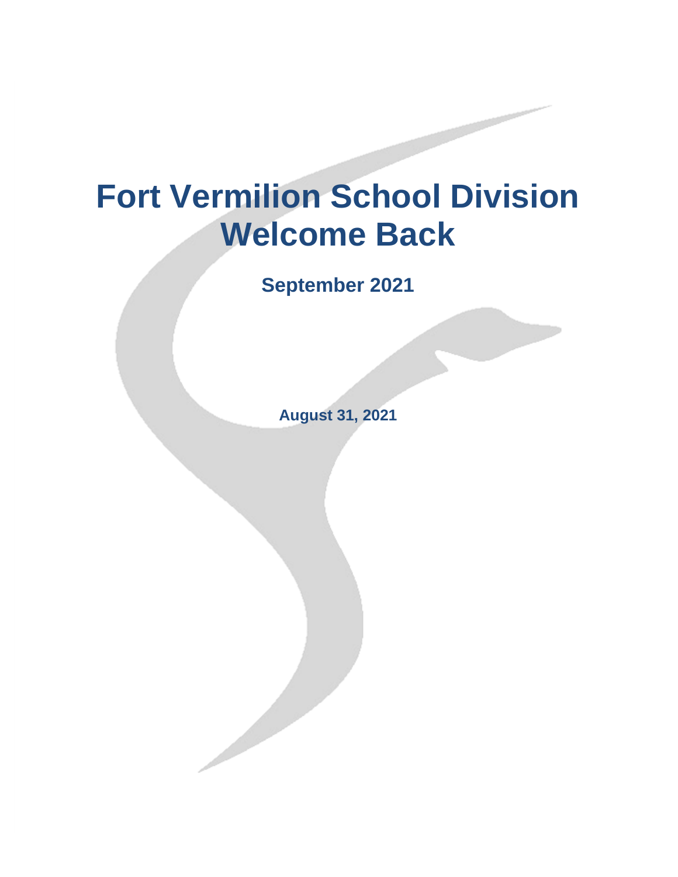# Fort Vermilion School Division
# Welcome Back

## September 2021

**August 31, 2021**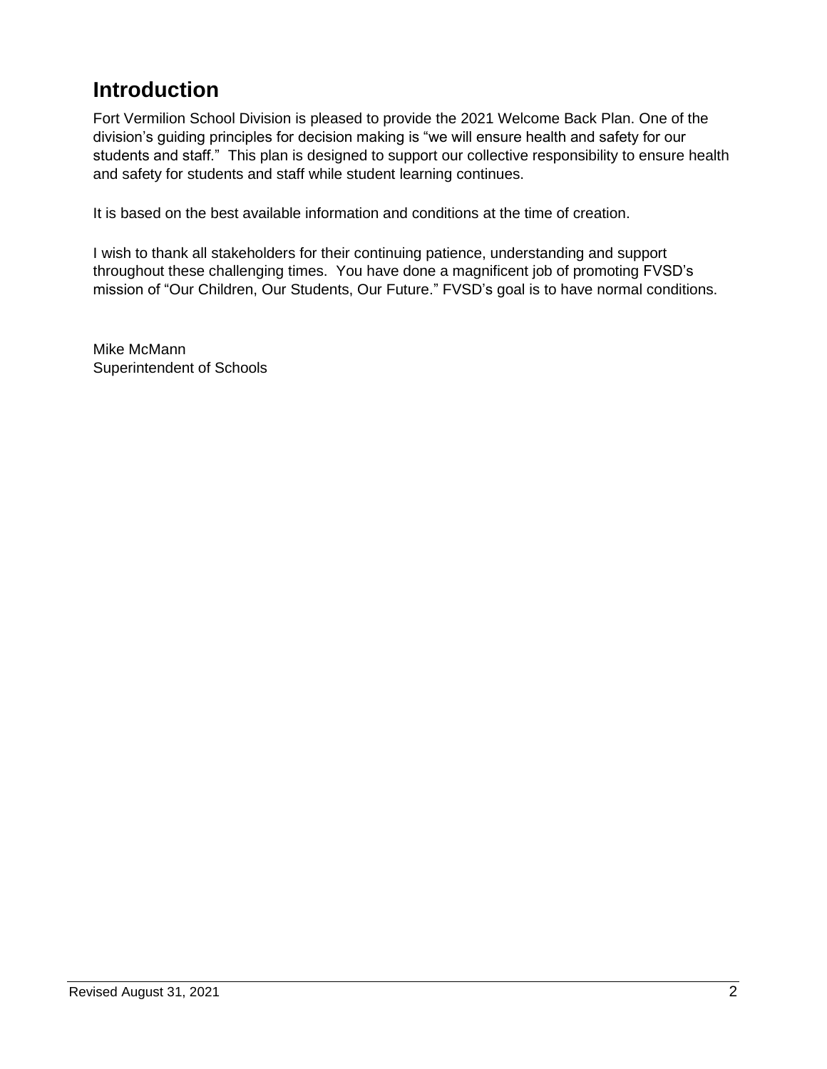## Introduction

Fort Vermilion School Division is pleased to provide the 2021 Welcome Back Plan. One of the division's guiding principles for decision making is "we will ensure health and safety for our students and staff." This plan is designed to support our collective responsibility to ensure health and safety for students and staff while student learning continues.

It is based on the best available information and conditions at the time of creation.

I wish to thank all stakeholders for their continuing patience, understanding and support throughout these challenging times. You have done a magnificent job of promoting FVSD's mission of "Our Children, Our Students, Our Future." FVSD's goal is to have normal conditions.

Mike McMann  
Superintendent of Schools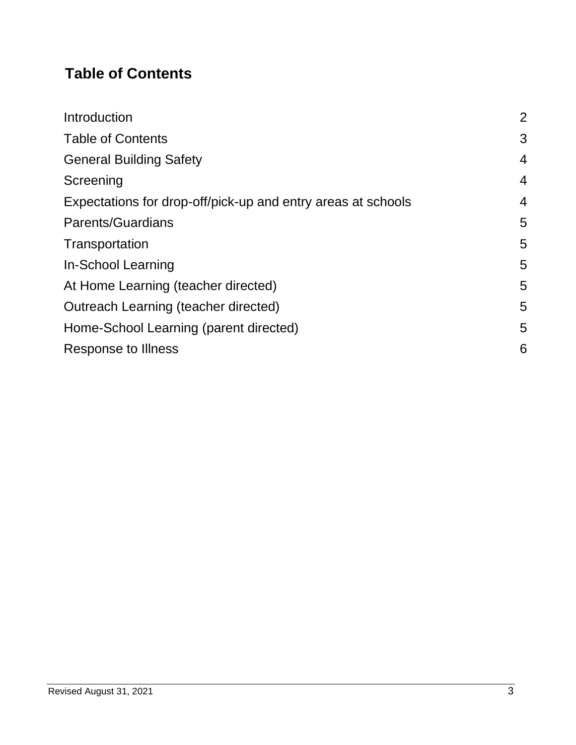## Table of Contents

| | |
|---|---|
| Introduction | 2 |
| Table of Contents | 3 |
| General Building Safety | 4 |
| Screening | 4 |
| Expectations for drop-off/pick-up and entry areas at schools | 4 |
| Parents/Guardians | 5 |
| Transportation | 5 |
| In-School Learning | 5 |
| At Home Learning (teacher directed) | 5 |
| Outreach Learning (teacher directed) | 5 |
| Home-School Learning (parent directed) | 5 |
| Response to Illness | 6 |

Revised August 31, 2021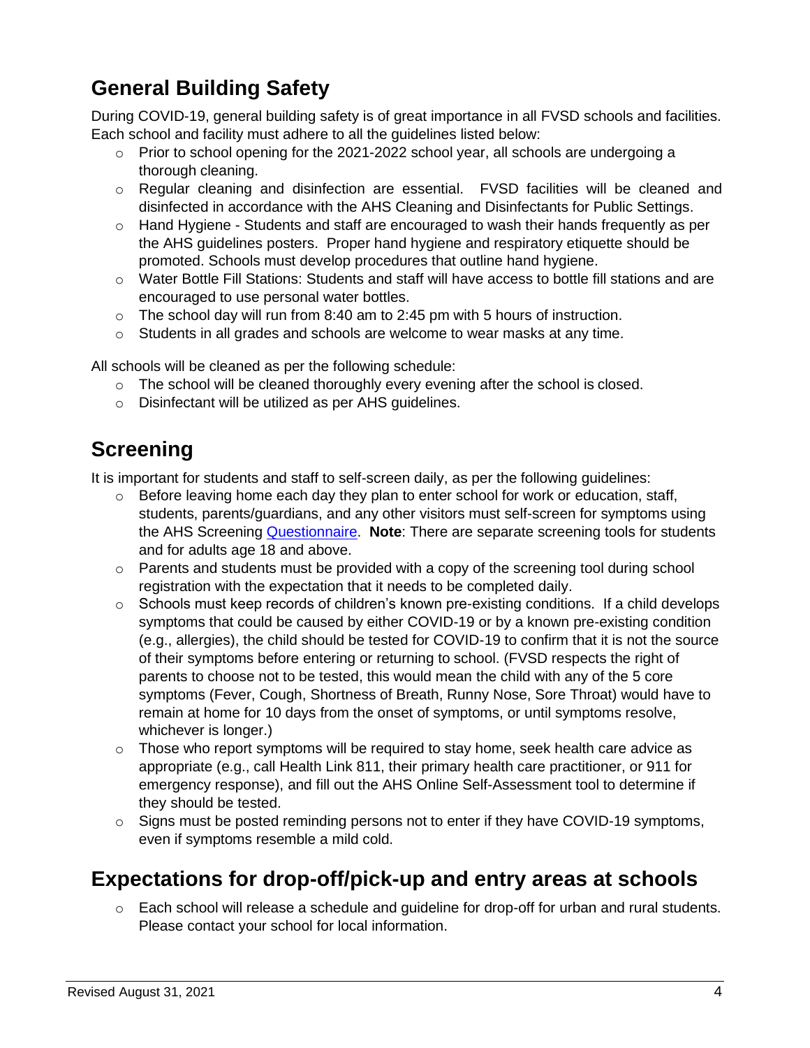## General Building Safety

During COVID-19, general building safety is of great importance in all FVSD schools and facilities. Each school and facility must adhere to all the guidelines listed below:

- Prior to school opening for the 2021-2022 school year, all schools are undergoing a thorough cleaning.
- Regular cleaning and disinfection are essential. FVSD facilities will be cleaned and disinfected in accordance with the AHS Cleaning and Disinfectants for Public Settings.
- Hand Hygiene - Students and staff are encouraged to wash their hands frequently as per the AHS guidelines posters. Proper hand hygiene and respiratory etiquette should be promoted. Schools must develop procedures that outline hand hygiene.
- Water Bottle Fill Stations: Students and staff will have access to bottle fill stations and are encouraged to use personal water bottles.
- The school day will run from 8:40 am to 2:45 pm with 5 hours of instruction.
- Students in all grades and schools are welcome to wear masks at any time.

All schools will be cleaned as per the following schedule:

- The school will be cleaned thoroughly every evening after the school is closed.
- Disinfectant will be utilized as per AHS guidelines.

## Screening

It is important for students and staff to self-screen daily, as per the following guidelines:

- Before leaving home each day they plan to enter school for work or education, staff, students, parents/guardians, and any other visitors must self-screen for symptoms using the AHS Screening Questionnaire. **Note**: There are separate screening tools for students and for adults age 18 and above.
- Parents and students must be provided with a copy of the screening tool during school registration with the expectation that it needs to be completed daily.
- Schools must keep records of children's known pre-existing conditions. If a child develops symptoms that could be caused by either COVID-19 or by a known pre-existing condition (e.g., allergies), the child should be tested for COVID-19 to confirm that it is not the source of their symptoms before entering or returning to school. (FVSD respects the right of parents to choose not to be tested, this would mean the child with any of the 5 core symptoms (Fever, Cough, Shortness of Breath, Runny Nose, Sore Throat) would have to remain at home for 10 days from the onset of symptoms, or until symptoms resolve, whichever is longer.)
- Those who report symptoms will be required to stay home, seek health care advice as appropriate (e.g., call Health Link 811, their primary health care practitioner, or 911 for emergency response), and fill out the AHS Online Self-Assessment tool to determine if they should be tested.
- Signs must be posted reminding persons not to enter if they have COVID-19 symptoms, even if symptoms resemble a mild cold.

## Expectations for drop-off/pick-up and entry areas at schools

- Each school will release a schedule and guideline for drop-off for urban and rural students. Please contact your school for local information.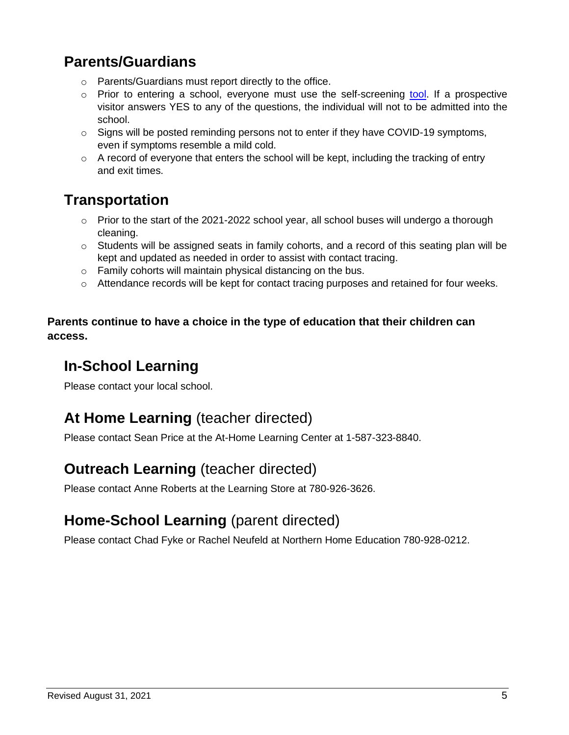## Parents/Guardians

- Parents/Guardians must report directly to the office.
- Prior to entering a school, everyone must use the self-screening tool. If a prospective visitor answers YES to any of the questions, the individual will not to be admitted into the school.
- Signs will be posted reminding persons not to enter if they have COVID-19 symptoms, even if symptoms resemble a mild cold.
- A record of everyone that enters the school will be kept, including the tracking of entry and exit times.

## Transportation

- Prior to the start of the 2021-2022 school year, all school buses will undergo a thorough cleaning.
- Students will be assigned seats in family cohorts, and a record of this seating plan will be kept and updated as needed in order to assist with contact tracing.
- Family cohorts will maintain physical distancing on the bus.
- Attendance records will be kept for contact tracing purposes and retained for four weeks.

**Parents continue to have a choice in the type of education that their children can access.**

## In-School Learning

Please contact your local school.

## At Home Learning (teacher directed)

Please contact Sean Price at the At-Home Learning Center at 1-587-323-8840.

## Outreach Learning (teacher directed)

Please contact Anne Roberts at the Learning Store at 780-926-3626.

## Home-School Learning (parent directed)

Please contact Chad Fyke or Rachel Neufeld at Northern Home Education 780-928-0212.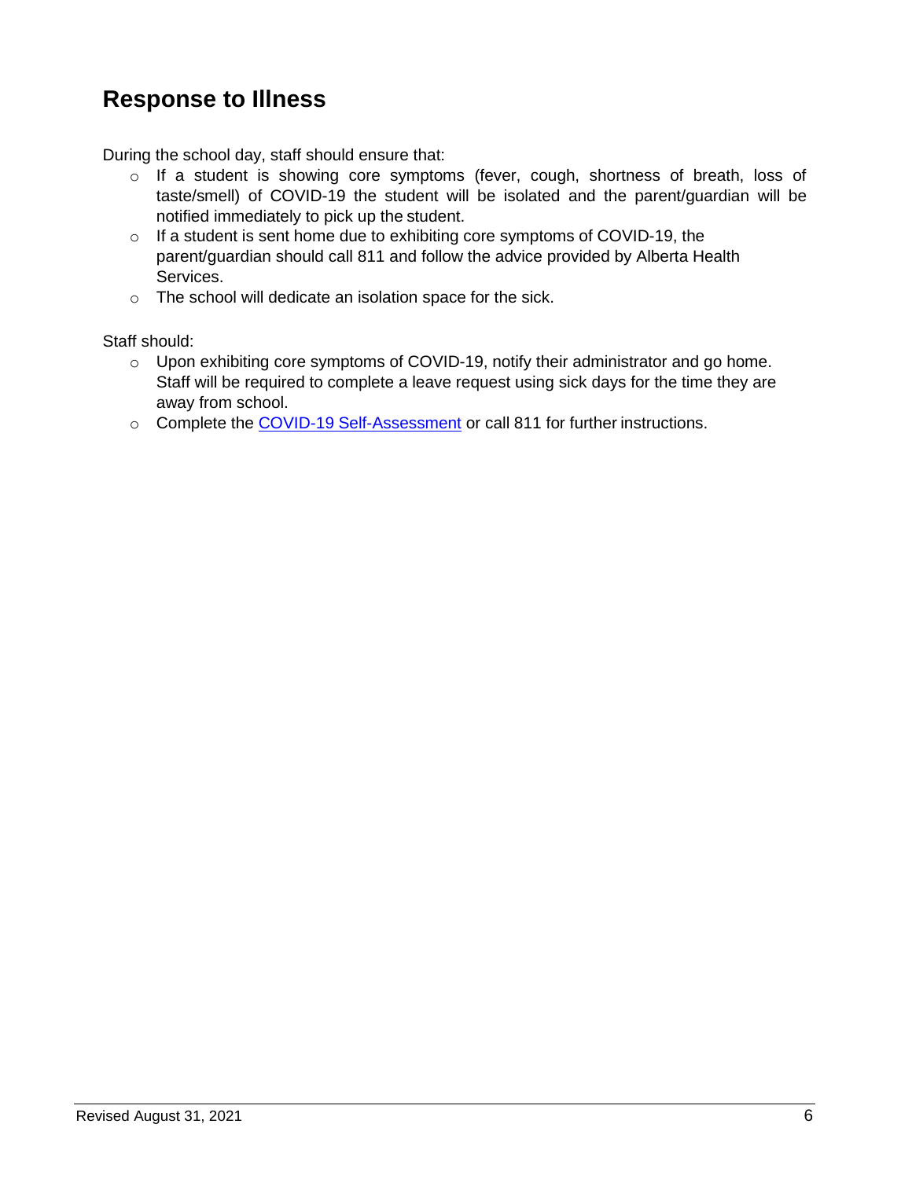## Response to Illness

During the school day, staff should ensure that:

- If a student is showing core symptoms (fever, cough, shortness of breath, loss of taste/smell) of COVID-19 the student will be isolated and the parent/guardian will be notified immediately to pick up the student.
- If a student is sent home due to exhibiting core symptoms of COVID-19, the parent/guardian should call 811 and follow the advice provided by Alberta Health Services.
- The school will dedicate an isolation space for the sick.

Staff should:

- Upon exhibiting core symptoms of COVID-19, notify their administrator and go home. Staff will be required to complete a leave request using sick days for the time they are away from school.
- Complete the COVID-19 Self-Assessment or call 811 for further instructions.